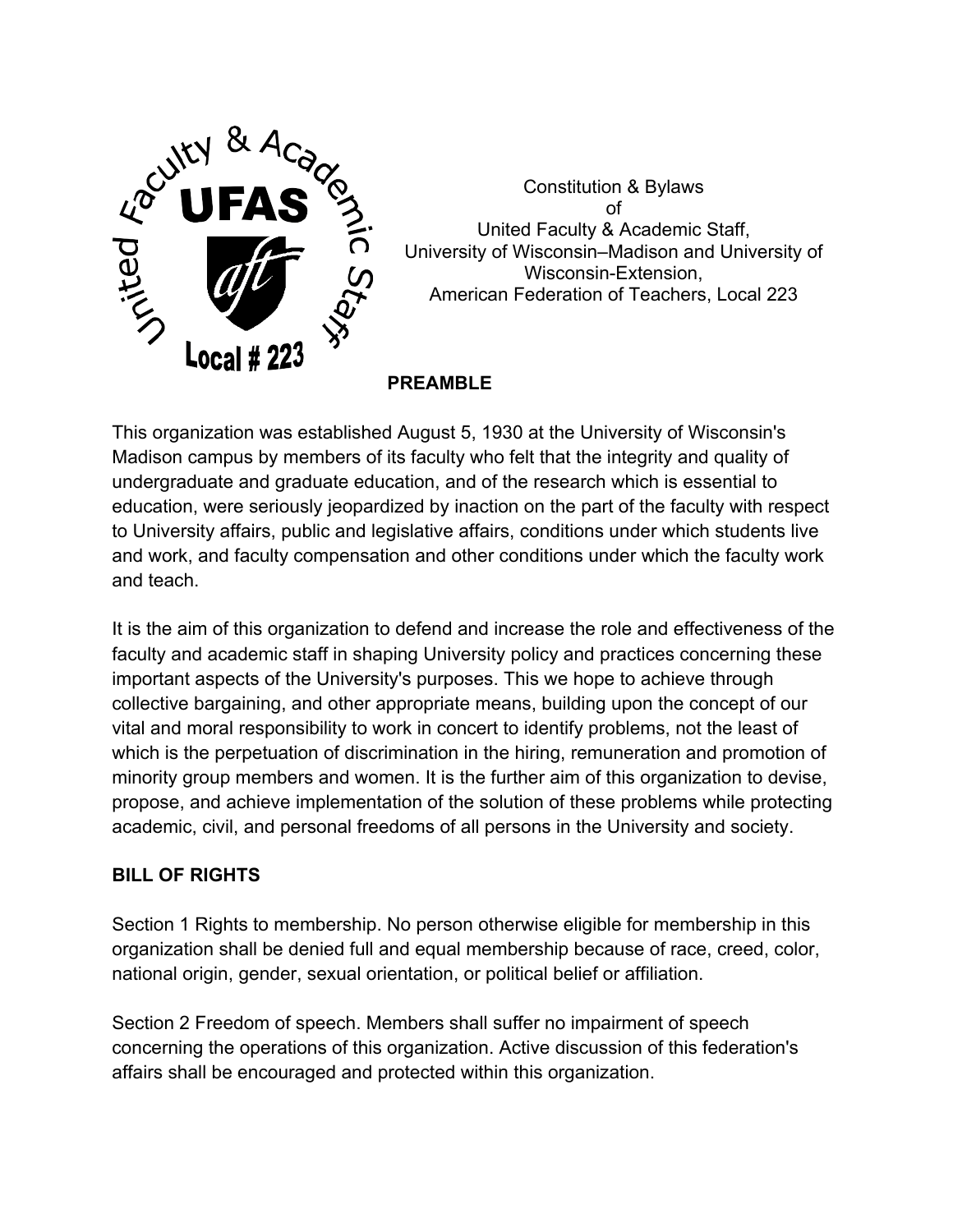Constitution & Bylaws
of
United Faculty & Academic Staff,
University of Wisconsin–Madison and University of Wisconsin-Extension,
American Federation of Teachers, Local 223

## PREAMBLE

This organization was established August 5, 1930 at the University of Wisconsin's Madison campus by members of its faculty who felt that the integrity and quality of undergraduate and graduate education, and of the research which is essential to education, were seriously jeopardized by inaction on the part of the faculty with respect to University affairs, public and legislative affairs, conditions under which students live and work, and faculty compensation and other conditions under which the faculty work and teach.

It is the aim of this organization to defend and increase the role and effectiveness of the faculty and academic staff in shaping University policy and practices concerning these important aspects of the University's purposes. This we hope to achieve through collective bargaining, and other appropriate means, building upon the concept of our vital and moral responsibility to work in concert to identify problems, not the least of which is the perpetuation of discrimination in the hiring, remuneration and promotion of minority group members and women. It is the further aim of this organization to devise, propose, and achieve implementation of the solution of these problems while protecting academic, civil, and personal freedoms of all persons in the University and society.

## BILL OF RIGHTS

Section 1 Rights to membership. No person otherwise eligible for membership in this organization shall be denied full and equal membership because of race, creed, color, national origin, gender, sexual orientation, or political belief or affiliation.

Section 2 Freedom of speech. Members shall suffer no impairment of speech concerning the operations of this organization. Active discussion of this federation's affairs shall be encouraged and protected within this organization.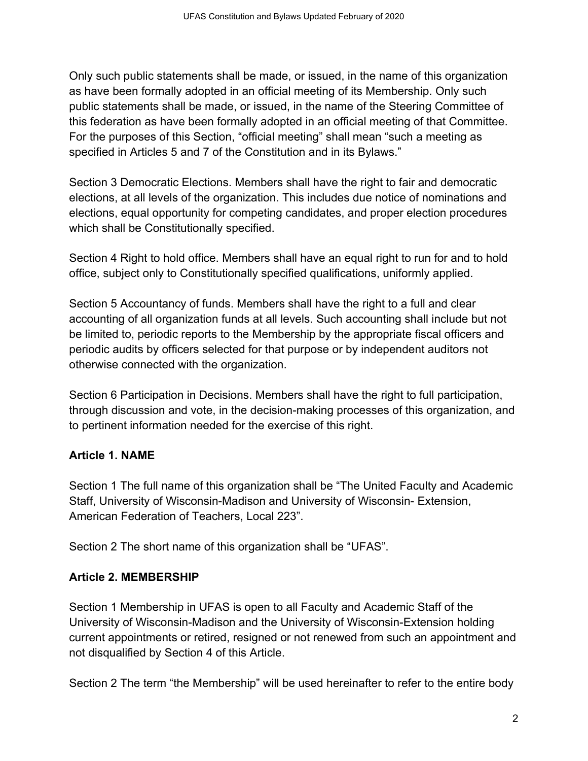Only such public statements shall be made, or issued, in the name of this organization as have been formally adopted in an official meeting of its Membership. Only such public statements shall be made, or issued, in the name of the Steering Committee of this federation as have been formally adopted in an official meeting of that Committee. For the purposes of this Section, "official meeting" shall mean "such a meeting as specified in Articles 5 and 7 of the Constitution and in its Bylaws."

Section 3 Democratic Elections. Members shall have the right to fair and democratic elections, at all levels of the organization. This includes due notice of nominations and elections, equal opportunity for competing candidates, and proper election procedures which shall be Constitutionally specified.

Section 4 Right to hold office. Members shall have an equal right to run for and to hold office, subject only to Constitutionally specified qualifications, uniformly applied.

Section 5 Accountancy of funds. Members shall have the right to a full and clear accounting of all organization funds at all levels. Such accounting shall include but not be limited to, periodic reports to the Membership by the appropriate fiscal officers and periodic audits by officers selected for that purpose or by independent auditors not otherwise connected with the organization.

Section 6 Participation in Decisions. Members shall have the right to full participation, through discussion and vote, in the decision-making processes of this organization, and to pertinent information needed for the exercise of this right.

## Article 1. NAME

Section 1 The full name of this organization shall be "The United Faculty and Academic Staff, University of Wisconsin-Madison and University of Wisconsin- Extension, American Federation of Teachers, Local 223".

Section 2 The short name of this organization shall be "UFAS".

## Article 2. MEMBERSHIP

Section 1 Membership in UFAS is open to all Faculty and Academic Staff of the University of Wisconsin-Madison and the University of Wisconsin-Extension holding current appointments or retired, resigned or not renewed from such an appointment and not disqualified by Section 4 of this Article.

Section 2 The term "the Membership" will be used hereinafter to refer to the entire body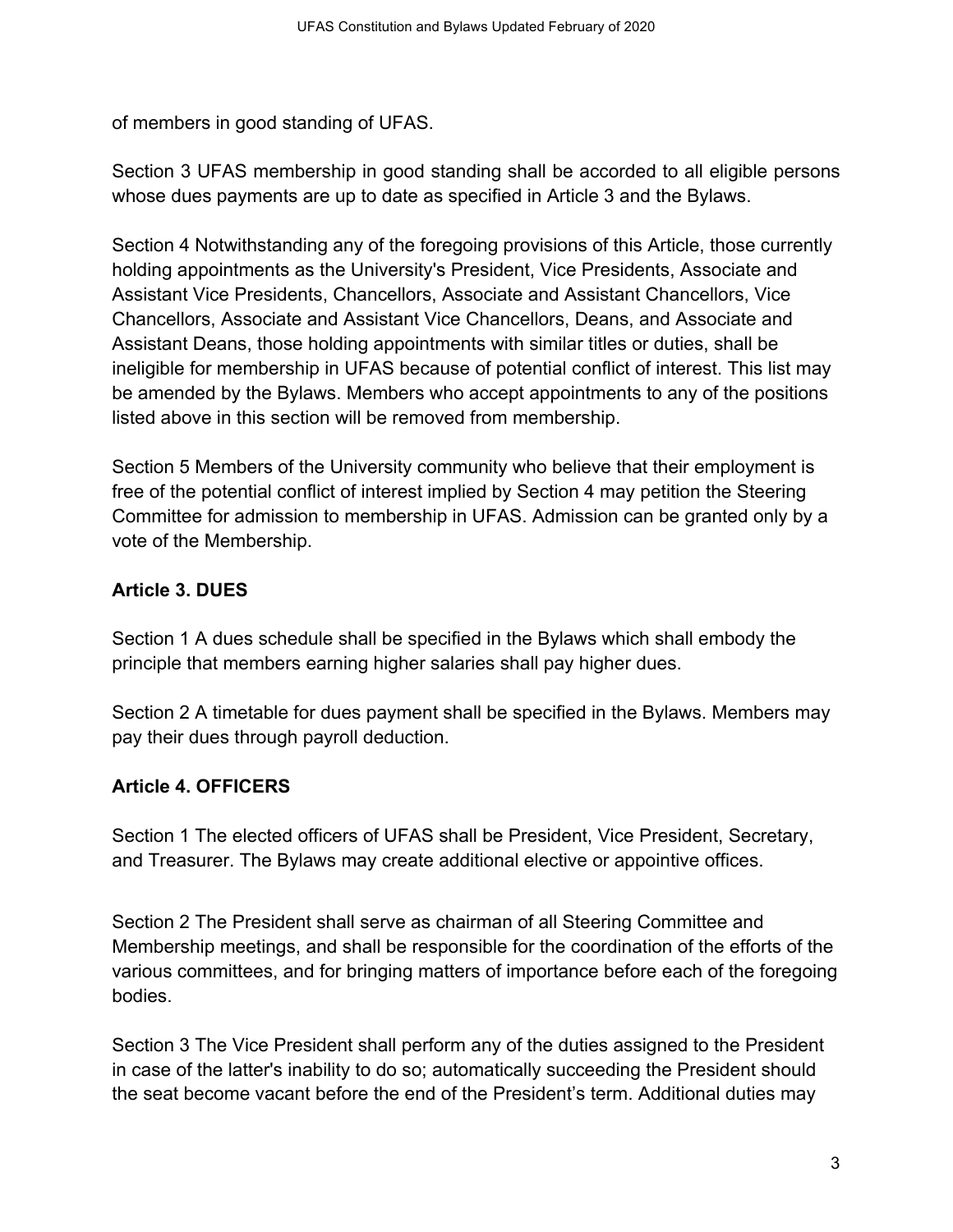of members in good standing of UFAS.

Section 3 UFAS membership in good standing shall be accorded to all eligible persons whose dues payments are up to date as specified in Article 3 and the Bylaws.

Section 4 Notwithstanding any of the foregoing provisions of this Article, those currently holding appointments as the University's President, Vice Presidents, Associate and Assistant Vice Presidents, Chancellors, Associate and Assistant Chancellors, Vice Chancellors, Associate and Assistant Vice Chancellors, Deans, and Associate and Assistant Deans, those holding appointments with similar titles or duties, shall be ineligible for membership in UFAS because of potential conflict of interest. This list may be amended by the Bylaws. Members who accept appointments to any of the positions listed above in this section will be removed from membership.

Section 5 Members of the University community who believe that their employment is free of the potential conflict of interest implied by Section 4 may petition the Steering Committee for admission to membership in UFAS. Admission can be granted only by a vote of the Membership.

**Article 3. DUES**

Section 1 A dues schedule shall be specified in the Bylaws which shall embody the principle that members earning higher salaries shall pay higher dues.

Section 2 A timetable for dues payment shall be specified in the Bylaws. Members may pay their dues through payroll deduction.

**Article 4. OFFICERS**

Section 1 The elected officers of UFAS shall be President, Vice President, Secretary, and Treasurer. The Bylaws may create additional elective or appointive offices.

Section 2 The President shall serve as chairman of all Steering Committee and Membership meetings, and shall be responsible for the coordination of the efforts of the various committees, and for bringing matters of importance before each of the foregoing bodies.

Section 3 The Vice President shall perform any of the duties assigned to the President in case of the latter's inability to do so; automatically succeeding the President should the seat become vacant before the end of the President's term. Additional duties may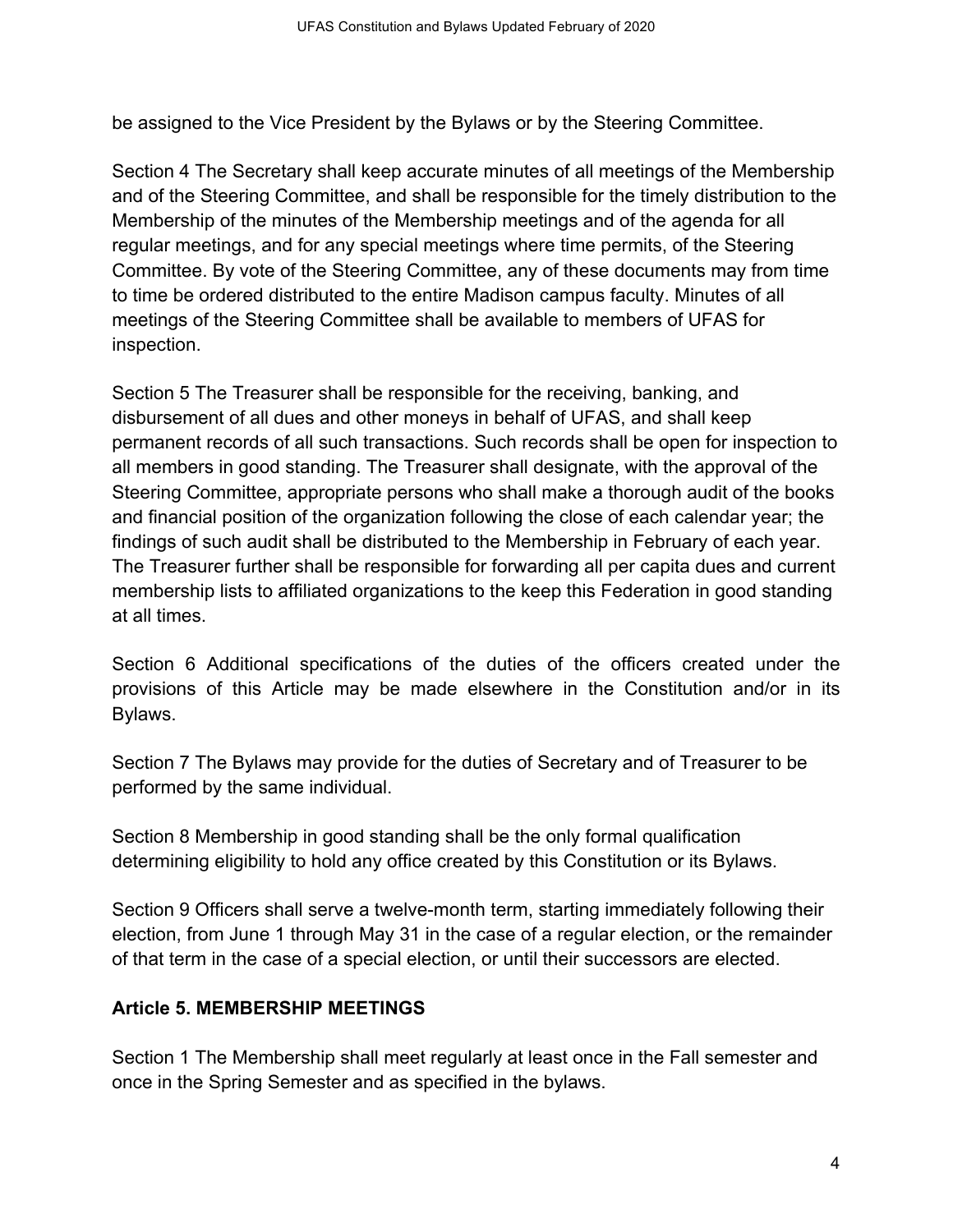be assigned to the Vice President by the Bylaws or by the Steering Committee.

Section 4 The Secretary shall keep accurate minutes of all meetings of the Membership and of the Steering Committee, and shall be responsible for the timely distribution to the Membership of the minutes of the Membership meetings and of the agenda for all regular meetings, and for any special meetings where time permits, of the Steering Committee. By vote of the Steering Committee, any of these documents may from time to time be ordered distributed to the entire Madison campus faculty. Minutes of all meetings of the Steering Committee shall be available to members of UFAS for inspection.

Section 5 The Treasurer shall be responsible for the receiving, banking, and disbursement of all dues and other moneys in behalf of UFAS, and shall keep permanent records of all such transactions. Such records shall be open for inspection to all members in good standing. The Treasurer shall designate, with the approval of the Steering Committee, appropriate persons who shall make a thorough audit of the books and financial position of the organization following the close of each calendar year; the findings of such audit shall be distributed to the Membership in February of each year. The Treasurer further shall be responsible for forwarding all per capita dues and current membership lists to affiliated organizations to the keep this Federation in good standing at all times.

Section 6 Additional specifications of the duties of the officers created under the provisions of this Article may be made elsewhere in the Constitution and/or in its Bylaws.

Section 7 The Bylaws may provide for the duties of Secretary and of Treasurer to be performed by the same individual.

Section 8 Membership in good standing shall be the only formal qualification determining eligibility to hold any office created by this Constitution or its Bylaws.

Section 9 Officers shall serve a twelve-month term, starting immediately following their election, from June 1 through May 31 in the case of a regular election, or the remainder of that term in the case of a special election, or until their successors are elected.

## Article 5. MEMBERSHIP MEETINGS

Section 1 The Membership shall meet regularly at least once in the Fall semester and once in the Spring Semester and as specified in the bylaws.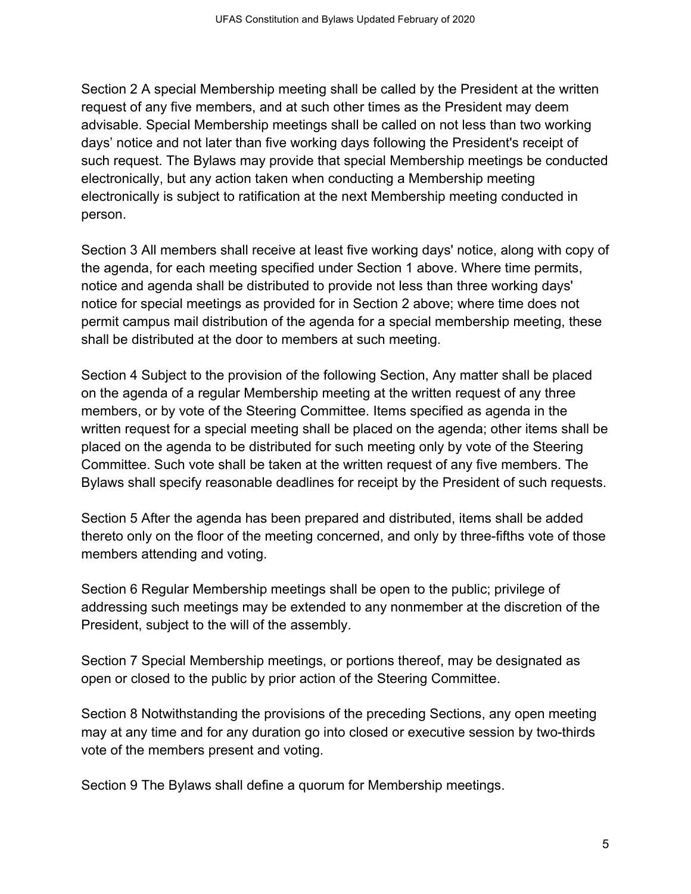Section 2 A special Membership meeting shall be called by the President at the written request of any five members, and at such other times as the President may deem advisable. Special Membership meetings shall be called on not less than two working days' notice and not later than five working days following the President's receipt of such request. The Bylaws may provide that special Membership meetings be conducted electronically, but any action taken when conducting a Membership meeting electronically is subject to ratification at the next Membership meeting conducted in person.

Section 3 All members shall receive at least five working days' notice, along with copy of the agenda, for each meeting specified under Section 1 above. Where time permits, notice and agenda shall be distributed to provide not less than three working days' notice for special meetings as provided for in Section 2 above; where time does not permit campus mail distribution of the agenda for a special membership meeting, these shall be distributed at the door to members at such meeting.

Section 4 Subject to the provision of the following Section, Any matter shall be placed on the agenda of a regular Membership meeting at the written request of any three members, or by vote of the Steering Committee. Items specified as agenda in the written request for a special meeting shall be placed on the agenda; other items shall be placed on the agenda to be distributed for such meeting only by vote of the Steering Committee. Such vote shall be taken at the written request of any five members. The Bylaws shall specify reasonable deadlines for receipt by the President of such requests.

Section 5 After the agenda has been prepared and distributed, items shall be added thereto only on the floor of the meeting concerned, and only by three-fifths vote of those members attending and voting.

Section 6 Regular Membership meetings shall be open to the public; privilege of addressing such meetings may be extended to any nonmember at the discretion of the President, subject to the will of the assembly.

Section 7 Special Membership meetings, or portions thereof, may be designated as open or closed to the public by prior action of the Steering Committee.

Section 8 Notwithstanding the provisions of the preceding Sections, any open meeting may at any time and for any duration go into closed or executive session by two-thirds vote of the members present and voting.

Section 9 The Bylaws shall define a quorum for Membership meetings.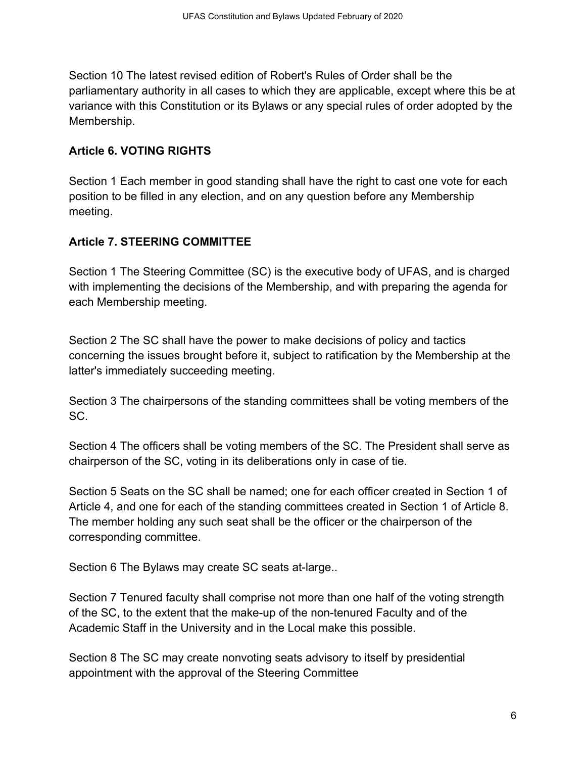Section 10 The latest revised edition of Robert's Rules of Order shall be the parliamentary authority in all cases to which they are applicable, except where this be at variance with this Constitution or its Bylaws or any special rules of order adopted by the Membership.

## Article 6. VOTING RIGHTS

Section 1 Each member in good standing shall have the right to cast one vote for each position to be filled in any election, and on any question before any Membership meeting.

## Article 7. STEERING COMMITTEE

Section 1 The Steering Committee (SC) is the executive body of UFAS, and is charged with implementing the decisions of the Membership, and with preparing the agenda for each Membership meeting.

Section 2 The SC shall have the power to make decisions of policy and tactics concerning the issues brought before it, subject to ratification by the Membership at the latter's immediately succeeding meeting.

Section 3 The chairpersons of the standing committees shall be voting members of the SC.

Section 4 The officers shall be voting members of the SC. The President shall serve as chairperson of the SC, voting in its deliberations only in case of tie.

Section 5 Seats on the SC shall be named; one for each officer created in Section 1 of Article 4, and one for each of the standing committees created in Section 1 of Article 8. The member holding any such seat shall be the officer or the chairperson of the corresponding committee.

Section 6 The Bylaws may create SC seats at-large..

Section 7 Tenured faculty shall comprise not more than one half of the voting strength of the SC, to the extent that the make-up of the non-tenured Faculty and of the Academic Staff in the University and in the Local make this possible.

Section 8 The SC may create nonvoting seats advisory to itself by presidential appointment with the approval of the Steering Committee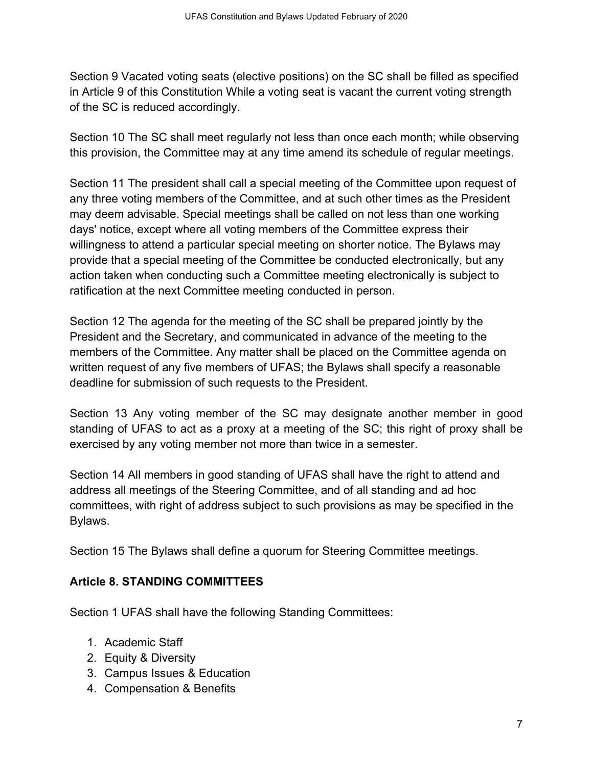Section 9 Vacated voting seats (elective positions) on the SC shall be filled as specified in Article 9 of this Constitution While a voting seat is vacant the current voting strength of the SC is reduced accordingly.

Section 10 The SC shall meet regularly not less than once each month; while observing this provision, the Committee may at any time amend its schedule of regular meetings.

Section 11 The president shall call a special meeting of the Committee upon request of any three voting members of the Committee, and at such other times as the President may deem advisable. Special meetings shall be called on not less than one working days' notice, except where all voting members of the Committee express their willingness to attend a particular special meeting on shorter notice. The Bylaws may provide that a special meeting of the Committee be conducted electronically, but any action taken when conducting such a Committee meeting electronically is subject to ratification at the next Committee meeting conducted in person.

Section 12 The agenda for the meeting of the SC shall be prepared jointly by the President and the Secretary, and communicated in advance of the meeting to the members of the Committee. Any matter shall be placed on the Committee agenda on written request of any five members of UFAS; the Bylaws shall specify a reasonable deadline for submission of such requests to the President.

Section 13 Any voting member of the SC may designate another member in good standing of UFAS to act as a proxy at a meeting of the SC; this right of proxy shall be exercised by any voting member not more than twice in a semester.

Section 14 All members in good standing of UFAS shall have the right to attend and address all meetings of the Steering Committee, and of all standing and ad hoc committees, with right of address subject to such provisions as may be specified in the Bylaws.

Section 15 The Bylaws shall define a quorum for Steering Committee meetings.

## Article 8. STANDING COMMITTEES

Section 1 UFAS shall have the following Standing Committees:

1. Academic Staff
2. Equity & Diversity
3. Campus Issues & Education
4. Compensation & Benefits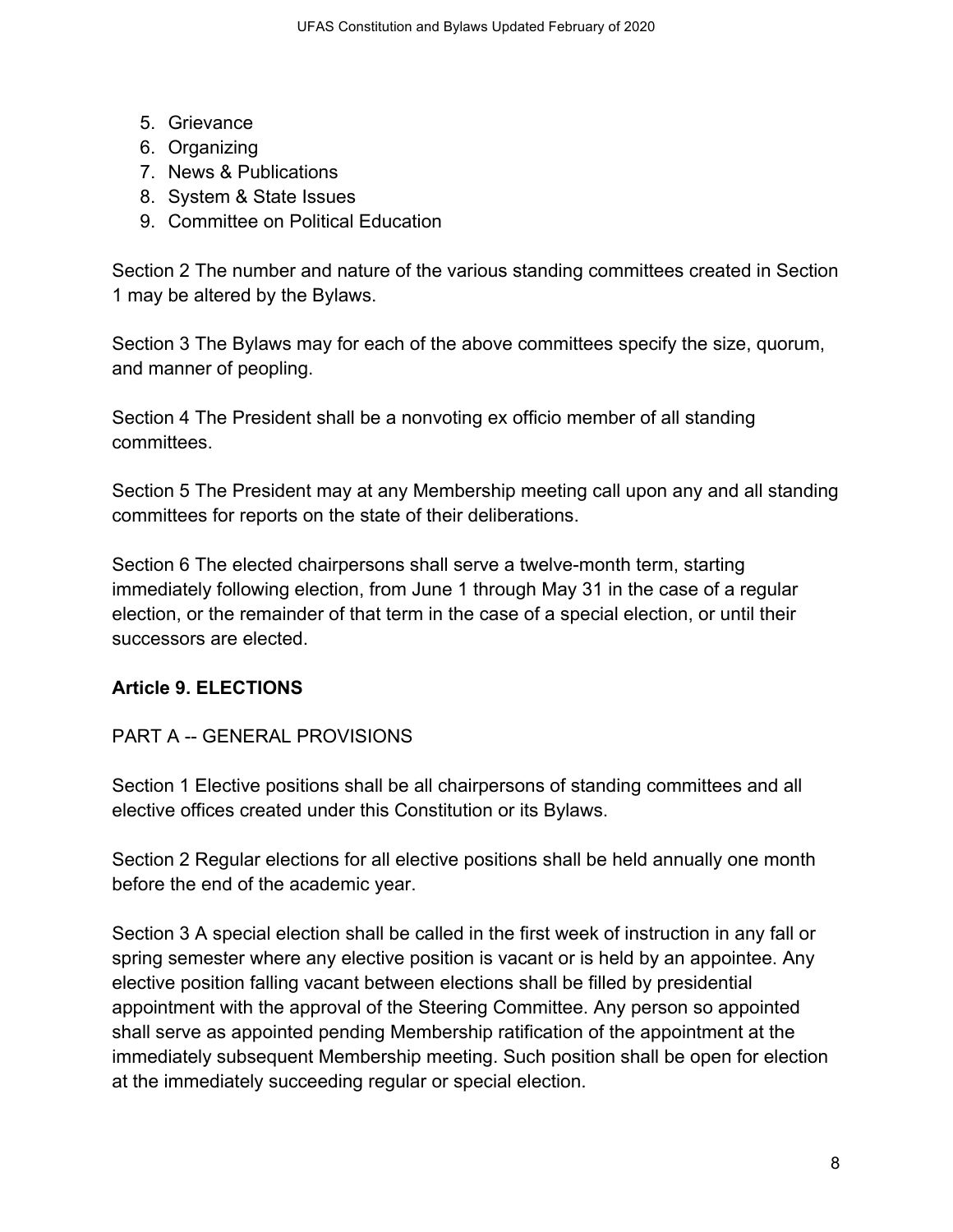5. Grievance
6. Organizing
7. News & Publications
8. System & State Issues
9. Committee on Political Education

Section 2 The number and nature of the various standing committees created in Section 1 may be altered by the Bylaws.

Section 3 The Bylaws may for each of the above committees specify the size, quorum, and manner of peopling.

Section 4 The President shall be a nonvoting ex officio member of all standing committees.

Section 5 The President may at any Membership meeting call upon any and all standing committees for reports on the state of their deliberations.

Section 6 The elected chairpersons shall serve a twelve-month term, starting immediately following election, from June 1 through May 31 in the case of a regular election, or the remainder of that term in the case of a special election, or until their successors are elected.

## Article 9. ELECTIONS

PART A -- GENERAL PROVISIONS

Section 1 Elective positions shall be all chairpersons of standing committees and all elective offices created under this Constitution or its Bylaws.

Section 2 Regular elections for all elective positions shall be held annually one month before the end of the academic year.

Section 3 A special election shall be called in the first week of instruction in any fall or spring semester where any elective position is vacant or is held by an appointee. Any elective position falling vacant between elections shall be filled by presidential appointment with the approval of the Steering Committee. Any person so appointed shall serve as appointed pending Membership ratification of the appointment at the immediately subsequent Membership meeting. Such position shall be open for election at the immediately succeeding regular or special election.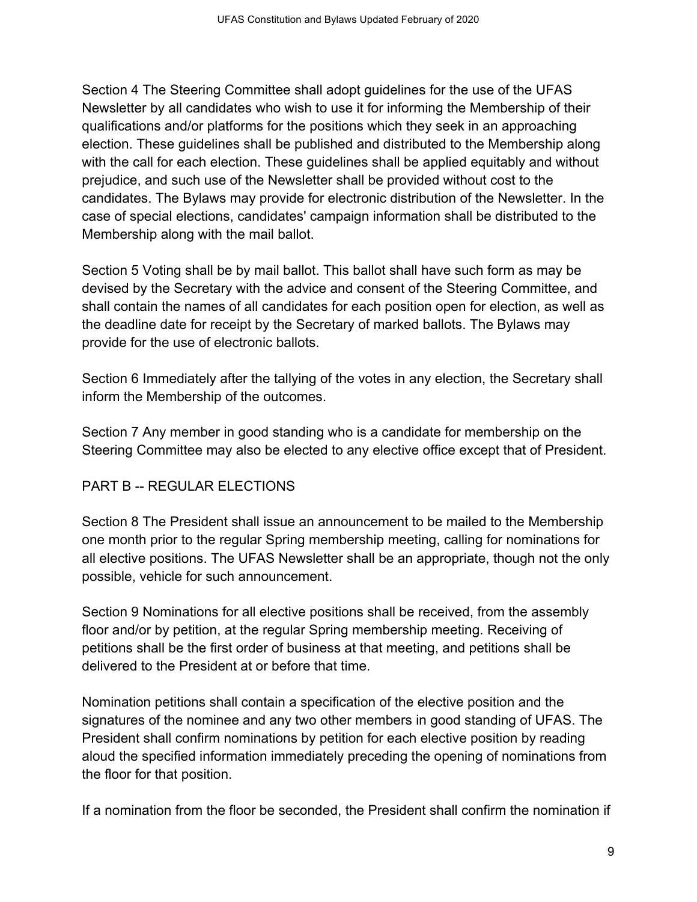Section 4 The Steering Committee shall adopt guidelines for the use of the UFAS Newsletter by all candidates who wish to use it for informing the Membership of their qualifications and/or platforms for the positions which they seek in an approaching election. These guidelines shall be published and distributed to the Membership along with the call for each election. These guidelines shall be applied equitably and without prejudice, and such use of the Newsletter shall be provided without cost to the candidates. The Bylaws may provide for electronic distribution of the Newsletter. In the case of special elections, candidates' campaign information shall be distributed to the Membership along with the mail ballot.

Section 5 Voting shall be by mail ballot. This ballot shall have such form as may be devised by the Secretary with the advice and consent of the Steering Committee, and shall contain the names of all candidates for each position open for election, as well as the deadline date for receipt by the Secretary of marked ballots. The Bylaws may provide for the use of electronic ballots.

Section 6 Immediately after the tallying of the votes in any election, the Secretary shall inform the Membership of the outcomes.

Section 7 Any member in good standing who is a candidate for membership on the Steering Committee may also be elected to any elective office except that of President.

## PART B -- REGULAR ELECTIONS

Section 8 The President shall issue an announcement to be mailed to the Membership one month prior to the regular Spring membership meeting, calling for nominations for all elective positions. The UFAS Newsletter shall be an appropriate, though not the only possible, vehicle for such announcement.

Section 9 Nominations for all elective positions shall be received, from the assembly floor and/or by petition, at the regular Spring membership meeting. Receiving of petitions shall be the first order of business at that meeting, and petitions shall be delivered to the President at or before that time.

Nomination petitions shall contain a specification of the elective position and the signatures of the nominee and any two other members in good standing of UFAS. The President shall confirm nominations by petition for each elective position by reading aloud the specified information immediately preceding the opening of nominations from the floor for that position.

If a nomination from the floor be seconded, the President shall confirm the nomination if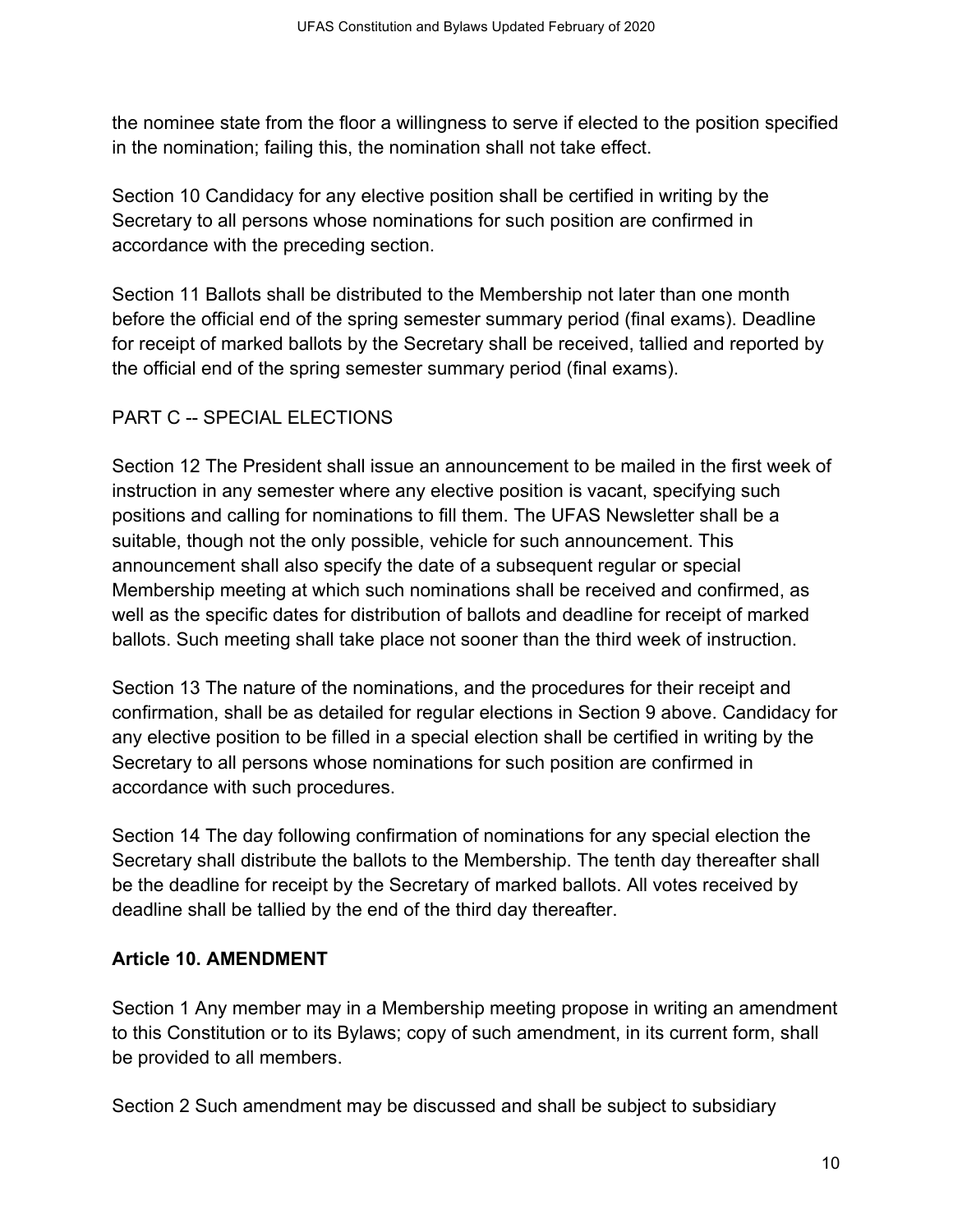the nominee state from the floor a willingness to serve if elected to the position specified in the nomination; failing this, the nomination shall not take effect.

Section 10 Candidacy for any elective position shall be certified in writing by the Secretary to all persons whose nominations for such position are confirmed in accordance with the preceding section.

Section 11 Ballots shall be distributed to the Membership not later than one month before the official end of the spring semester summary period (final exams). Deadline for receipt of marked ballots by the Secretary shall be received, tallied and reported by the official end of the spring semester summary period (final exams).

PART C -- SPECIAL ELECTIONS

Section 12 The President shall issue an announcement to be mailed in the first week of instruction in any semester where any elective position is vacant, specifying such positions and calling for nominations to fill them. The UFAS Newsletter shall be a suitable, though not the only possible, vehicle for such announcement. This announcement shall also specify the date of a subsequent regular or special Membership meeting at which such nominations shall be received and confirmed, as well as the specific dates for distribution of ballots and deadline for receipt of marked ballots. Such meeting shall take place not sooner than the third week of instruction.

Section 13 The nature of the nominations, and the procedures for their receipt and confirmation, shall be as detailed for regular elections in Section 9 above. Candidacy for any elective position to be filled in a special election shall be certified in writing by the Secretary to all persons whose nominations for such position are confirmed in accordance with such procedures.

Section 14 The day following confirmation of nominations for any special election the Secretary shall distribute the ballots to the Membership. The tenth day thereafter shall be the deadline for receipt by the Secretary of marked ballots. All votes received by deadline shall be tallied by the end of the third day thereafter.

## Article 10. AMENDMENT

Section 1 Any member may in a Membership meeting propose in writing an amendment to this Constitution or to its Bylaws; copy of such amendment, in its current form, shall be provided to all members.

Section 2 Such amendment may be discussed and shall be subject to subsidiary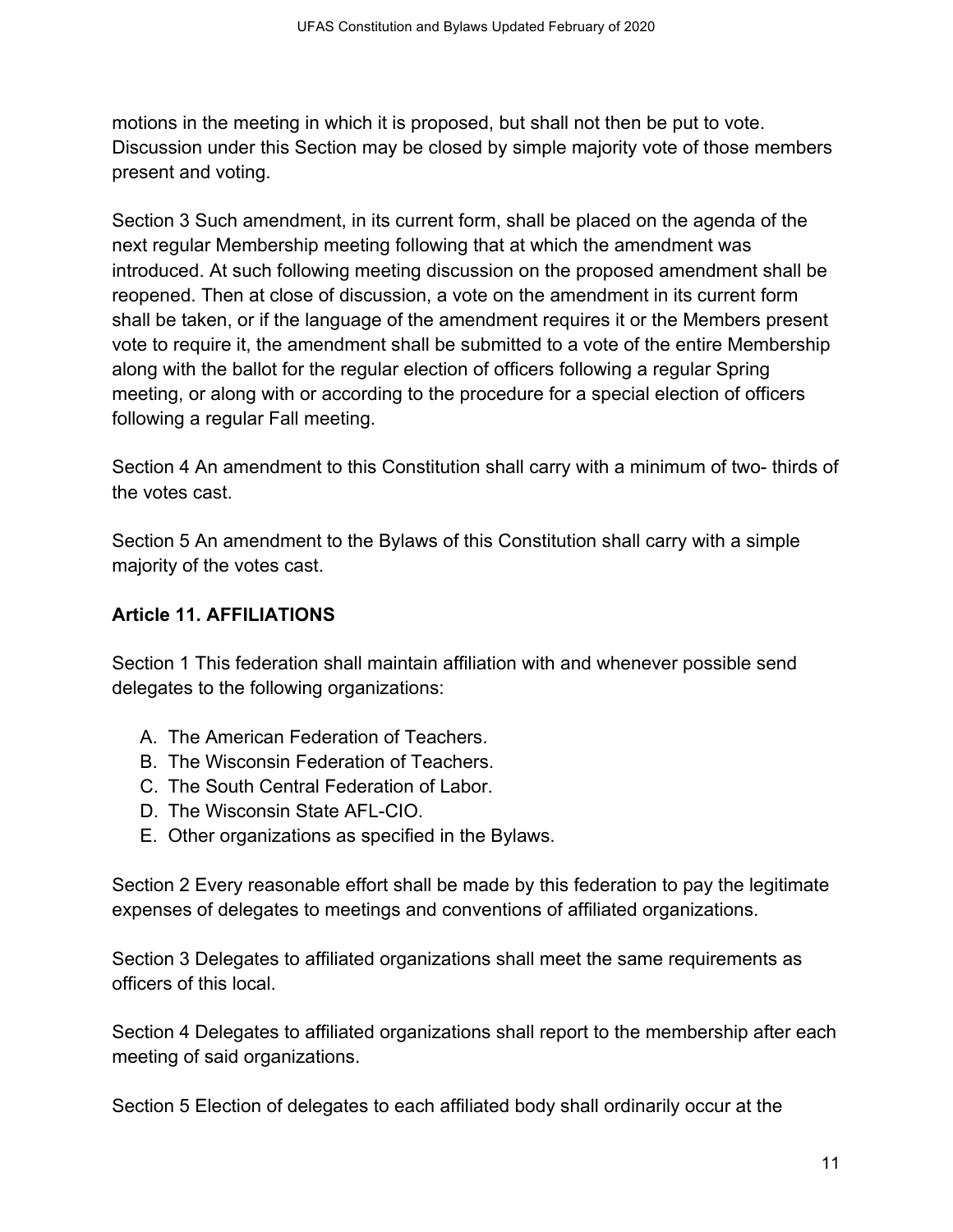motions in the meeting in which it is proposed, but shall not then be put to vote. Discussion under this Section may be closed by simple majority vote of those members present and voting.

Section 3 Such amendment, in its current form, shall be placed on the agenda of the next regular Membership meeting following that at which the amendment was introduced. At such following meeting discussion on the proposed amendment shall be reopened. Then at close of discussion, a vote on the amendment in its current form shall be taken, or if the language of the amendment requires it or the Members present vote to require it, the amendment shall be submitted to a vote of the entire Membership along with the ballot for the regular election of officers following a regular Spring meeting, or along with or according to the procedure for a special election of officers following a regular Fall meeting.

Section 4 An amendment to this Constitution shall carry with a minimum of two- thirds of the votes cast.

Section 5 An amendment to the Bylaws of this Constitution shall carry with a simple majority of the votes cast.

**Article 11. AFFILIATIONS**

Section 1 This federation shall maintain affiliation with and whenever possible send delegates to the following organizations:

A. The American Federation of Teachers.
B. The Wisconsin Federation of Teachers.
C. The South Central Federation of Labor.
D. The Wisconsin State AFL-CIO.
E. Other organizations as specified in the Bylaws.

Section 2 Every reasonable effort shall be made by this federation to pay the legitimate expenses of delegates to meetings and conventions of affiliated organizations.

Section 3 Delegates to affiliated organizations shall meet the same requirements as officers of this local.

Section 4 Delegates to affiliated organizations shall report to the membership after each meeting of said organizations.

Section 5 Election of delegates to each affiliated body shall ordinarily occur at the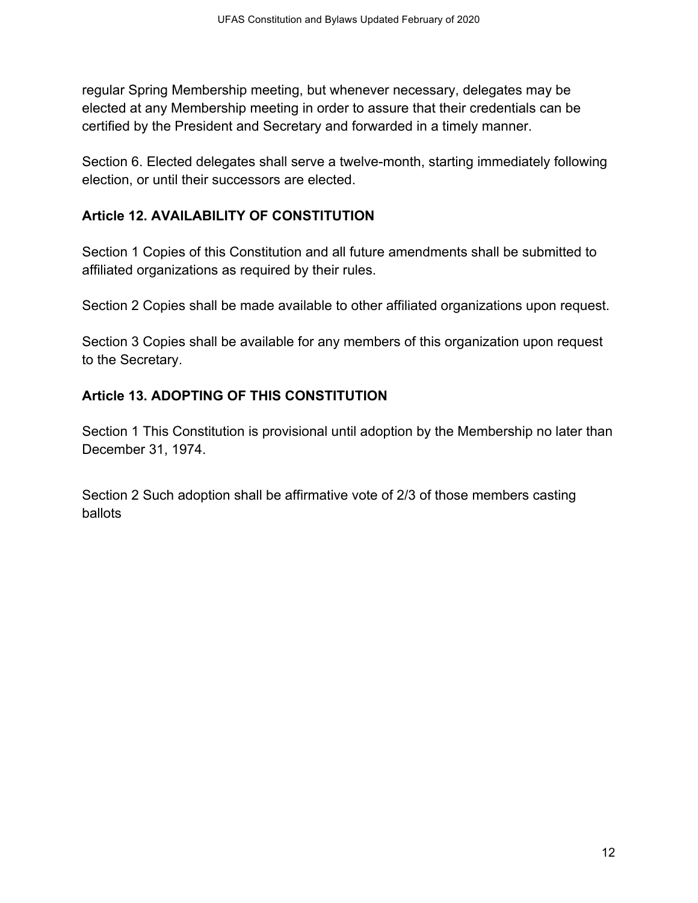regular Spring Membership meeting, but whenever necessary, delegates may be elected at any Membership meeting in order to assure that their credentials can be certified by the President and Secretary and forwarded in a timely manner.

Section 6. Elected delegates shall serve a twelve-month, starting immediately following election, or until their successors are elected.

## Article 12. AVAILABILITY OF CONSTITUTION

Section 1 Copies of this Constitution and all future amendments shall be submitted to affiliated organizations as required by their rules.

Section 2 Copies shall be made available to other affiliated organizations upon request.

Section 3 Copies shall be available for any members of this organization upon request to the Secretary.

## Article 13. ADOPTING OF THIS CONSTITUTION

Section 1 This Constitution is provisional until adoption by the Membership no later than December 31, 1974.

Section 2 Such adoption shall be affirmative vote of 2/3 of those members casting ballots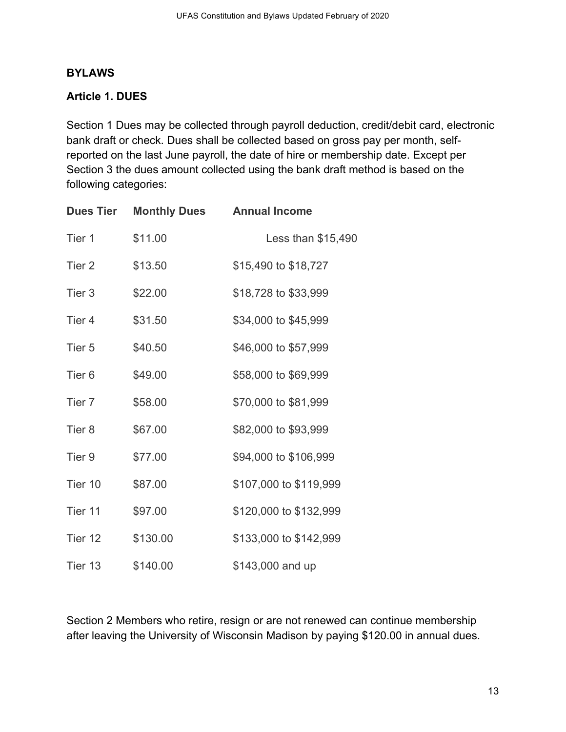## BYLAWS

### Article 1. DUES

Section 1 Dues may be collected through payroll deduction, credit/debit card, electronic bank draft or check. Dues shall be collected based on gross pay per month, self-reported on the last June payroll, the date of hire or membership date. Except per Section 3 the dues amount collected using the bank draft method is based on the following categories:

| Dues Tier | Monthly Dues | Annual Income |
|---|---|---|
| Tier 1 | $11.00 | Less than $15,490 |
| Tier 2 | $13.50 | $15,490 to $18,727 |
| Tier 3 | $22.00 | $18,728 to $33,999 |
| Tier 4 | $31.50 | $34,000 to $45,999 |
| Tier 5 | $40.50 | $46,000 to $57,999 |
| Tier 6 | $49.00 | $58,000 to $69,999 |
| Tier 7 | $58.00 | $70,000 to $81,999 |
| Tier 8 | $67.00 | $82,000 to $93,999 |
| Tier 9 | $77.00 | $94,000 to $106,999 |
| Tier 10 | $87.00 | $107,000 to $119,999 |
| Tier 11 | $97.00 | $120,000 to $132,999 |
| Tier 12 | $130.00 | $133,000 to $142,999 |
| Tier 13 | $140.00 | $143,000 and up |

Section 2 Members who retire, resign or are not renewed can continue membership after leaving the University of Wisconsin Madison by paying $120.00 in annual dues.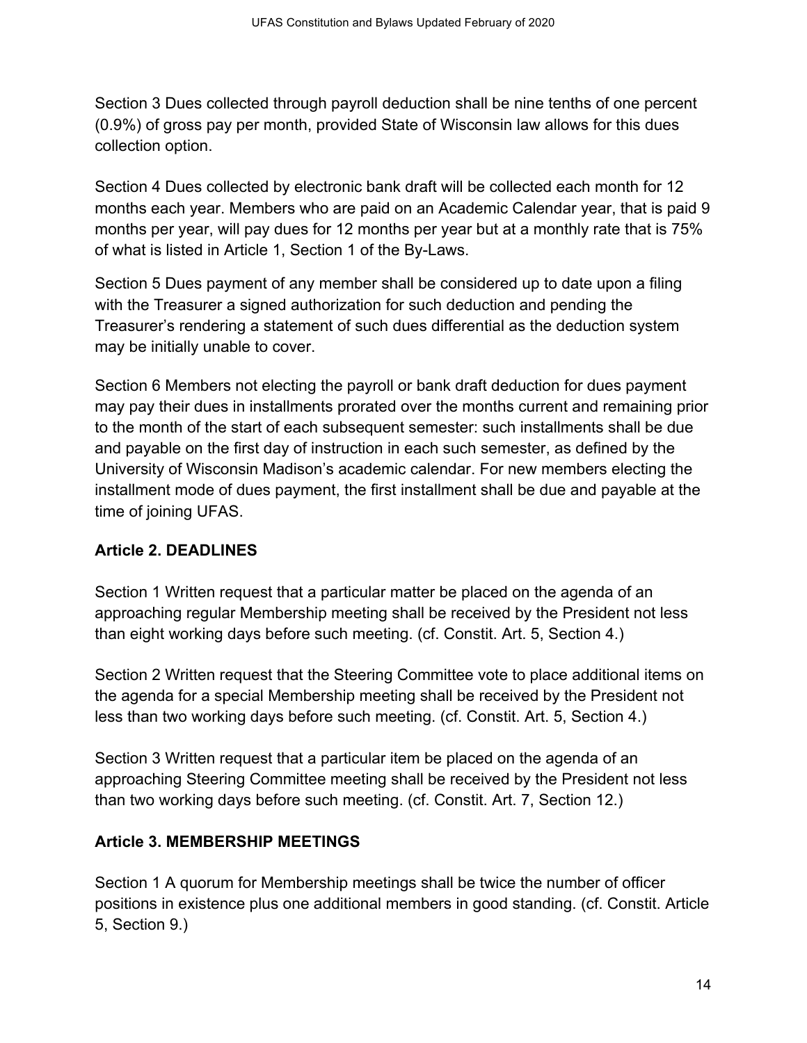Section 3 Dues collected through payroll deduction shall be nine tenths of one percent (0.9%) of gross pay per month, provided State of Wisconsin law allows for this dues collection option.

Section 4 Dues collected by electronic bank draft will be collected each month for 12 months each year. Members who are paid on an Academic Calendar year, that is paid 9 months per year, will pay dues for 12 months per year but at a monthly rate that is 75% of what is listed in Article 1, Section 1 of the By-Laws.

Section 5 Dues payment of any member shall be considered up to date upon a filing with the Treasurer a signed authorization for such deduction and pending the Treasurer's rendering a statement of such dues differential as the deduction system may be initially unable to cover.

Section 6 Members not electing the payroll or bank draft deduction for dues payment may pay their dues in installments prorated over the months current and remaining prior to the month of the start of each subsequent semester: such installments shall be due and payable on the first day of instruction in each such semester, as defined by the University of Wisconsin Madison's academic calendar. For new members electing the installment mode of dues payment, the first installment shall be due and payable at the time of joining UFAS.

### Article 2. DEADLINES

Section 1 Written request that a particular matter be placed on the agenda of an approaching regular Membership meeting shall be received by the President not less than eight working days before such meeting. (cf. Constit. Art. 5, Section 4.)

Section 2 Written request that the Steering Committee vote to place additional items on the agenda for a special Membership meeting shall be received by the President not less than two working days before such meeting. (cf. Constit. Art. 5, Section 4.)

Section 3 Written request that a particular item be placed on the agenda of an approaching Steering Committee meeting shall be received by the President not less than two working days before such meeting. (cf. Constit. Art. 7, Section 12.)

### Article 3. MEMBERSHIP MEETINGS

Section 1 A quorum for Membership meetings shall be twice the number of officer positions in existence plus one additional members in good standing. (cf. Constit. Article 5, Section 9.)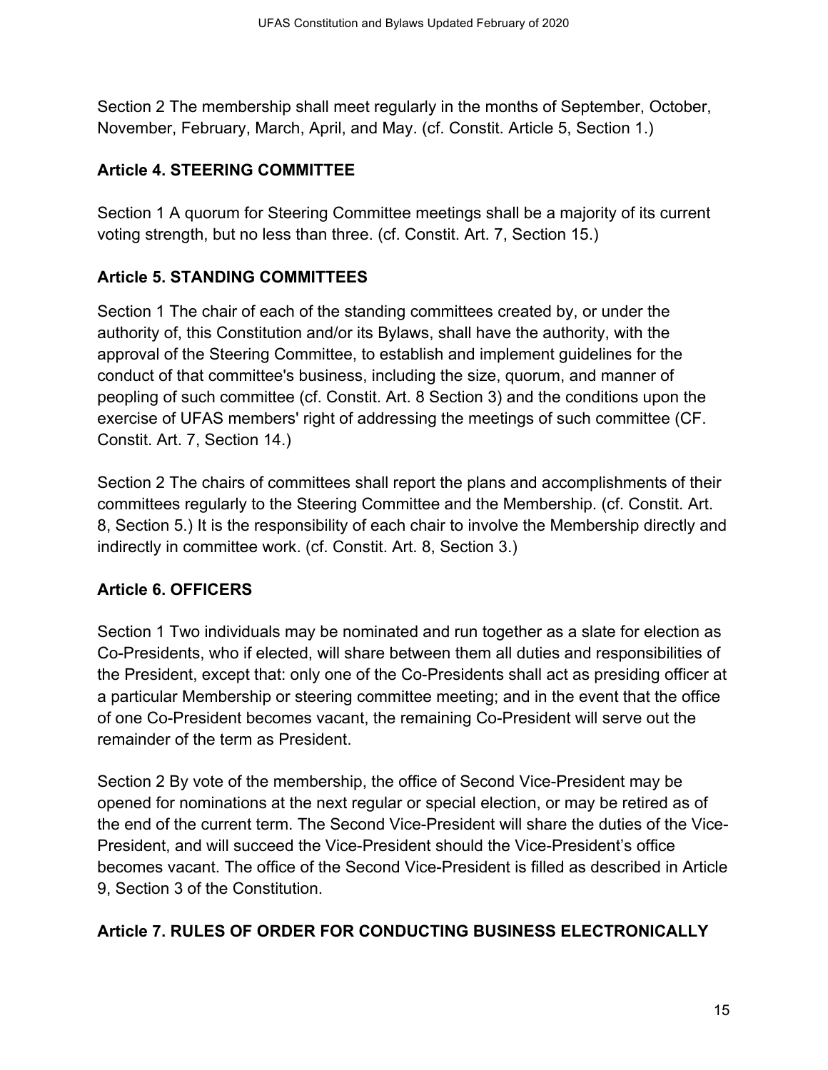Section 2 The membership shall meet regularly in the months of September, October, November, February, March, April, and May. (cf. Constit. Article 5, Section 1.)

## Article 4. STEERING COMMITTEE

Section 1 A quorum for Steering Committee meetings shall be a majority of its current voting strength, but no less than three. (cf. Constit. Art. 7, Section 15.)

## Article 5. STANDING COMMITTEES

Section 1 The chair of each of the standing committees created by, or under the authority of, this Constitution and/or its Bylaws, shall have the authority, with the approval of the Steering Committee, to establish and implement guidelines for the conduct of that committee's business, including the size, quorum, and manner of peopling of such committee (cf. Constit. Art. 8 Section 3) and the conditions upon the exercise of UFAS members' right of addressing the meetings of such committee (CF. Constit. Art. 7, Section 14.)

Section 2 The chairs of committees shall report the plans and accomplishments of their committees regularly to the Steering Committee and the Membership. (cf. Constit. Art. 8, Section 5.) It is the responsibility of each chair to involve the Membership directly and indirectly in committee work. (cf. Constit. Art. 8, Section 3.)

## Article 6. OFFICERS

Section 1 Two individuals may be nominated and run together as a slate for election as Co-Presidents, who if elected, will share between them all duties and responsibilities of the President, except that: only one of the Co-Presidents shall act as presiding officer at a particular Membership or steering committee meeting; and in the event that the office of one Co-President becomes vacant, the remaining Co-President will serve out the remainder of the term as President.

Section 2 By vote of the membership, the office of Second Vice-President may be opened for nominations at the next regular or special election, or may be retired as of the end of the current term. The Second Vice-President will share the duties of the Vice-President, and will succeed the Vice-President should the Vice-President's office becomes vacant. The office of the Second Vice-President is filled as described in Article 9, Section 3 of the Constitution.

## Article 7. RULES OF ORDER FOR CONDUCTING BUSINESS ELECTRONICALLY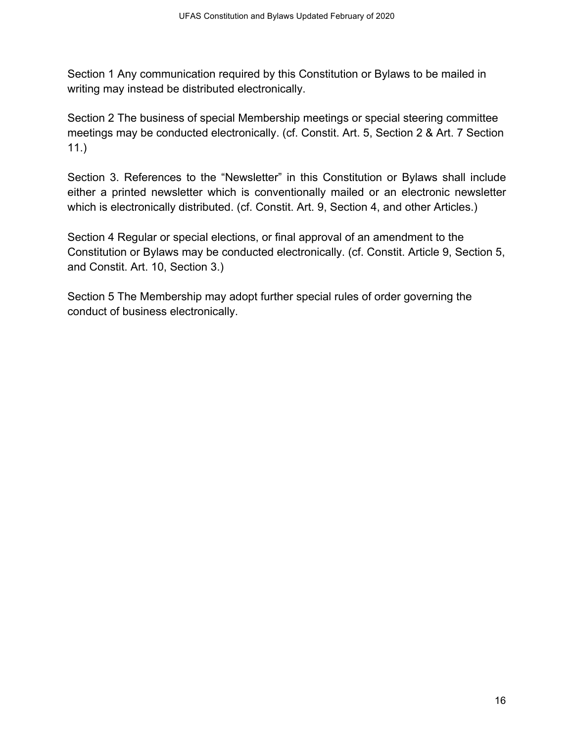Section 1 Any communication required by this Constitution or Bylaws to be mailed in writing may instead be distributed electronically.

Section 2 The business of special Membership meetings or special steering committee meetings may be conducted electronically. (cf. Constit. Art. 5, Section 2 & Art. 7 Section 11.)

Section 3. References to the "Newsletter" in this Constitution or Bylaws shall include either a printed newsletter which is conventionally mailed or an electronic newsletter which is electronically distributed. (cf. Constit. Art. 9, Section 4, and other Articles.)

Section 4 Regular or special elections, or final approval of an amendment to the Constitution or Bylaws may be conducted electronically. (cf. Constit. Article 9, Section 5, and Constit. Art. 10, Section 3.)

Section 5 The Membership may adopt further special rules of order governing the conduct of business electronically.